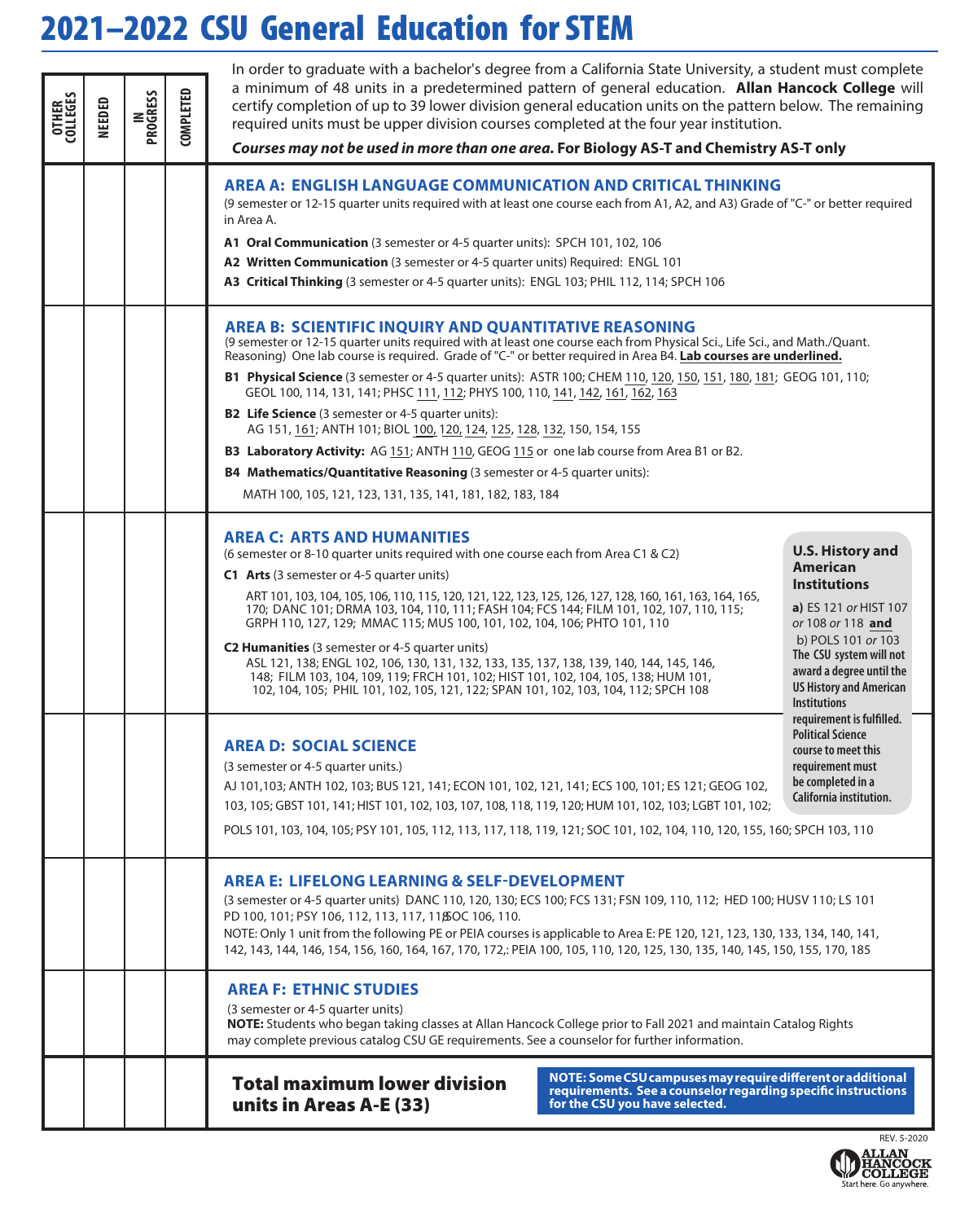# 2021–2022 CSU General Education for STEM

In order to graduate with a bachelor's degree from a California State University, a student must complete a minimum of 48 units in a predetermined pattern of general education. **Allan Hancock College** will certify completion of up to 39 lower division general education units on the pattern below. The remaining required units must be upper division courses completed at the four year institution.

***Courses may not be used in more than one area.*** **For Biology AS-T and Chemistry AS-T only**

| OTHER COLLEGES | NEEDED | IN PROGRESS | COMPLETED | |
|---|---|---|---|---|
| | | | | **AREA A: ENGLISH LANGUAGE COMMUNICATION AND CRITICAL THINKING** (9 semester or 12-15 quarter units required with at least one course each from A1, A2, and A3) Grade of "C-" or better required in Area A. **A1 Oral Communication** (3 semester or 4-5 quarter units): SPCH 101, 102, 106 **A2 Written Communication** (3 semester or 4-5 quarter units) Required: ENGL 101 **A3 Critical Thinking** (3 semester or 4-5 quarter units): ENGL 103; PHIL 112, 114; SPCH 106 |
| | | | | **AREA B: SCIENTIFIC INQUIRY AND QUANTITATIVE REASONING** (9 semester or 12-15 quarter units required with at least one course each from Physical Sci., Life Sci., and Math./Quant. Reasoning) One lab course is required. Grade of "C-" or better required in Area B4. **Lab courses are underlined.** **B1 Physical Science** (3 semester or 4-5 quarter units): ASTR 100; CHEM <u>110</u>, <u>120</u>, <u>150</u>, <u>151</u>, <u>180</u>, <u>181</u>; GEOG 101, 110; GEOL 100, 114, 131, 141; PHSC <u>111</u>, <u>112</u>; PHYS 100, 110, <u>141</u>, <u>142</u>, <u>161</u>, <u>162</u>, <u>163</u> **B2 Life Science** (3 semester or 4-5 quarter units): AG 151, <u>161</u>; ANTH 101; BIOL <u>100</u>, <u>120</u>, <u>124</u>, <u>125</u>, <u>128</u>, <u>132</u>, 150, 154, 155 **B3 Laboratory Activity:** AG <u>151</u>; ANTH <u>110</u>, GEOG <u>115</u> or one lab course from Area B1 or B2. **B4 Mathematics/Quantitative Reasoning** (3 semester or 4-5 quarter units): MATH 100, 105, 121, 123, 131, 135, 141, 181, 182, 183, 184 |
| | | | | **AREA C: ARTS AND HUMANITIES** (6 semester or 8-10 quarter units required with one course each from Area C1 & C2) **C1 Arts** (3 semester or 4-5 quarter units) ART 101, 103, 104, 105, 106, 110, 115, 120, 121, 122, 123, 125, 126, 127, 128, 160, 161, 163, 164, 165, 170; DANC 101; DRMA 103, 104, 110, 111; FASH 104; FCS 144; FILM 101, 102, 107, 110, 115; GRPH 110, 127, 129; MMAC 115; MUS 100, 101, 102, 104, 106; PHTO 101, 110 **C2 Humanities** (3 semester or 4-5 quarter units) ASL 121, 138; ENGL 102, 106, 130, 131, 132, 133, 135, 137, 138, 139, 140, 144, 145, 146, 148; FILM 103, 104, 109, 119; FRCH 101, 102; HIST 101, 102, 104, 105, 138; HUM 101, 102, 104, 105; PHIL 101, 102, 105, 121, 122; SPAN 101, 102, 103, 104, 112; SPCH 108 |
| | | | | **AREA D: SOCIAL SCIENCE** (3 semester or 4-5 quarter units.) AJ 101,103; ANTH 102, 103; BUS 121, 141; ECON 101, 102, 121, 141; ECS 100, 101; ES 121; GEOG 102, 103, 105; GBST 101, 141; HIST 101, 102, 103, 107, 108, 118, 119, 120; HUM 101, 102, 103; LGBT 101, 102; POLS 101, 103, 104, 105; PSY 101, 105, 112, 113, 117, 118, 119, 121; SOC 101, 102, 104, 110, 120, 155, 160; SPCH 103, 110 |
| | | | | **AREA E: LIFELONG LEARNING & SELF-DEVELOPMENT** (3 semester or 4-5 quarter units) DANC 110, 120, 130; ECS 100; FCS 131; FSN 109, 110, 112; HED 100; HUSV 110; LS 101 PD 100, 101; PSY 106, 112, 113, 117, 118; SOC 106, 110. NOTE: Only 1 unit from the following PE or PEIA courses is applicable to Area E: PE 120, 121, 123, 130, 133, 134, 140, 141, 142, 143, 144, 146, 154, 156, 160, 164, 167, 170, 172,: PEIA 100, 105, 110, 120, 125, 130, 135, 140, 145, 150, 155, 170, 185 |
| | | | | **AREA F: ETHNIC STUDIES** (3 semester or 4-5 quarter units) **NOTE:** Students who began taking classes at Allan Hancock College prior to Fall 2021 and maintain Catalog Rights may complete previous catalog CSU GE requirements. See a counselor for further information. |
| | | | | **Total maximum lower division units in Areas A-E (33)** |

**U.S. History and American Institutions**

**a)** ES 121 *or* HIST 107 *or* 108 *or* 118 **and**
b) POLS 101 *or* 103

**The CSU system will not award a degree until the US History and American Institutions requirement is fulfilled. Political Science course to meet this requirement must be completed in a California institution.**

**NOTE: Some CSU campuses may require different or additional requirements. See a counselor regarding specific instructions for the CSU you have selected.**

REV. 5-2020

ALLAN HANCOCK COLLEGE
Start here. Go anywhere.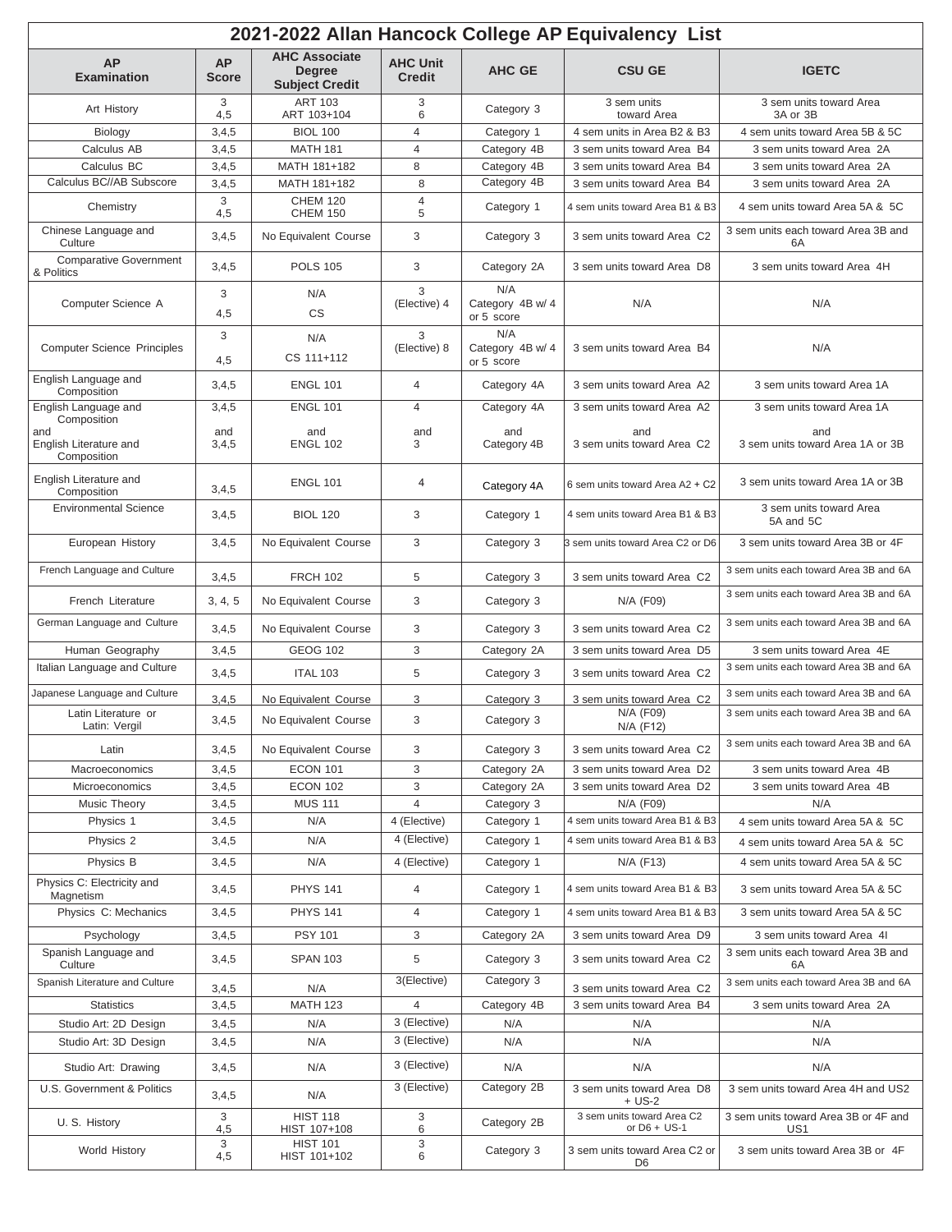# 2021-2022 Allan Hancock College AP Equivalency List

| AP Examination | AP Score | AHC Associate Degree Subject Credit | AHC Unit Credit | AHC GE | CSU GE | IGETC |
|---|---|---|---|---|---|---|
| Art History | 3<br>4,5 | ART 103<br>ART 103+104 | 3<br>6 | Category 3 | 3 sem units toward Area | 3 sem units toward Area 3A or 3B |
| Biology | 3,4,5 | BIOL 100 | 4 | Category 1 | 4 sem units in Area B2 & B3 | 4 sem units toward Area 5B & 5C |
| Calculus AB | 3,4,5 | MATH 181 | 4 | Category 4B | 3 sem units toward Area B4 | 3 sem units toward Area 2A |
| Calculus BC | 3,4,5 | MATH 181+182 | 8 | Category 4B | 3 sem units toward Area B4 | 3 sem units toward Area 2A |
| Calculus BC//AB Subscore | 3,4,5 | MATH 181+182 | 8 | Category 4B | 3 sem units toward Area B4 | 3 sem units toward Area 2A |
| Chemistry | 3<br>4,5 | CHEM 120<br>CHEM 150 | 4<br>5 | Category 1 | 4 sem units toward Area B1 & B3 | 4 sem units toward Area 5A & 5C |
| Chinese Language and Culture | 3,4,5 | No Equivalent Course | 3 | Category 3 | 3 sem units toward Area C2 | 3 sem units each toward Area 3B and 6A |
| Comparative Government & Politics | 3,4,5 | POLS 105 | 3 | Category 2A | 3 sem units toward Area D8 | 3 sem units toward Area 4H |
| Computer Science A | 3<br>4,5 | N/A<br>CS | 3<br>(Elective) 4 | N/A<br>Category 4B w/ 4 or 5 score | N/A | N/A |
| Computer Science Principles | 3<br>4,5 | N/A<br>CS 111+112 | 3<br>(Elective) 8 | N/A<br>Category 4B w/ 4 or 5 score | 3 sem units toward Area B4 | N/A |
| English Language and Composition | 3,4,5 | ENGL 101 | 4 | Category 4A | 3 sem units toward Area A2 | 3 sem units toward Area 1A |
| English Language and Composition<br>and<br>English Literature and Composition | 3,4,5<br>and<br>3,4,5 | ENGL 101<br>and<br>ENGL 102 | 4<br>and<br>3 | Category 4A<br>and<br>Category 4B | 3 sem units toward Area A2<br>and<br>3 sem units toward Area C2 | 3 sem units toward Area 1A<br>and<br>3 sem units toward Area 1A or 3B |
| English Literature and Composition | 3,4,5 | ENGL 101 | 4 | Category 4A | 6 sem units toward Area A2 + C2 | 3 sem units toward Area 1A or 3B |
| Environmental Science | 3,4,5 | BIOL 120 | 3 | Category 1 | 4 sem units toward Area B1 & B3 | 3 sem units toward Area 5A and 5C |
| European History | 3,4,5 | No Equivalent Course | 3 | Category 3 | 3 sem units toward Area C2 or D6 | 3 sem units toward Area 3B or 4F |
| French Language and Culture | 3,4,5 | FRCH 102 | 5 | Category 3 | 3 sem units toward Area C2 | 3 sem units each toward Area 3B and 6A |
| French Literature | 3, 4, 5 | No Equivalent Course | 3 | Category 3 | N/A (F09) | 3 sem units each toward Area 3B and 6A |
| German Language and Culture | 3,4,5 | No Equivalent Course | 3 | Category 3 | 3 sem units toward Area C2 | 3 sem units each toward Area 3B and 6A |
| Human Geography | 3,4,5 | GEOG 102 | 3 | Category 2A | 3 sem units toward Area D5 | 3 sem units toward Area 4E |
| Italian Language and Culture | 3,4,5 | ITAL 103 | 5 | Category 3 | 3 sem units toward Area C2 | 3 sem units each toward Area 3B and 6A |
| Japanese Language and Culture | 3,4,5 | No Equivalent Course | 3 | Category 3 | 3 sem units toward Area C2 | 3 sem units each toward Area 3B and 6A |
| Latin Literature or Latin: Vergil | 3,4,5 | No Equivalent Course | 3 | Category 3 | N/A (F09)<br>N/A (F12) | 3 sem units each toward Area 3B and 6A |
| Latin | 3,4,5 | No Equivalent Course | 3 | Category 3 | 3 sem units toward Area C2 | 3 sem units each toward Area 3B and 6A |
| Macroeconomics | 3,4,5 | ECON 101 | 3 | Category 2A | 3 sem units toward Area D2 | 3 sem units toward Area 4B |
| Microeconomics | 3,4,5 | ECON 102 | 3 | Category 2A | 3 sem units toward Area D2 | 3 sem units toward Area 4B |
| Music Theory | 3,4,5 | MUS 111 | 4 | Category 3 | N/A (F09) | N/A |
| Physics 1 | 3,4,5 | N/A | 4 (Elective) | Category 1 | 4 sem units toward Area B1 & B3 | 4 sem units toward Area 5A & 5C |
| Physics 2 | 3,4,5 | N/A | 4 (Elective) | Category 1 | 4 sem units toward Area B1 & B3 | 4 sem units toward Area 5A & 5C |
| Physics B | 3,4,5 | N/A | 4 (Elective) | Category 1 | N/A (F13) | 4 sem units toward Area 5A & 5C |
| Physics C: Electricity and Magnetism | 3,4,5 | PHYS 141 | 4 | Category 1 | 4 sem units toward Area B1 & B3 | 3 sem units toward Area 5A & 5C |
| Physics C: Mechanics | 3,4,5 | PHYS 141 | 4 | Category 1 | 4 sem units toward Area B1 & B3 | 3 sem units toward Area 5A & 5C |
| Psychology | 3,4,5 | PSY 101 | 3 | Category 2A | 3 sem units toward Area D9 | 3 sem units toward Area 4I |
| Spanish Language and Culture | 3,4,5 | SPAN 103 | 5 | Category 3 | 3 sem units toward Area C2 | 3 sem units each toward Area 3B and 6A |
| Spanish Literature and Culture | 3,4,5 | N/A | 3(Elective) | Category 3 | 3 sem units toward Area C2 | 3 sem units each toward Area 3B and 6A |
| Statistics | 3,4,5 | MATH 123 | 4 | Category 4B | 3 sem units toward Area B4 | 3 sem units toward Area 2A |
| Studio Art: 2D Design | 3,4,5 | N/A | 3 (Elective) | N/A | N/A | N/A |
| Studio Art: 3D Design | 3,4,5 | N/A | 3 (Elective) | N/A | N/A | N/A |
| Studio Art: Drawing | 3,4,5 | N/A | 3 (Elective) | N/A | N/A | N/A |
| U.S. Government & Politics | 3,4,5 | N/A | 3 (Elective) | Category 2B | 3 sem units toward Area D8 + US-2 | 3 sem units toward Area 4H and US2 |
| U. S. History | 3<br>4,5 | HIST 118<br>HIST 107+108 | 3<br>6 | Category 2B | 3 sem units toward Area C2 or D6 + US-1 | 3 sem units toward Area 3B or 4F and US1 |
| World History | 3<br>4,5 | HIST 101<br>HIST 101+102 | 3<br>6 | Category 3 | 3 sem units toward Area C2 or D6 | 3 sem units toward Area 3B or 4F |